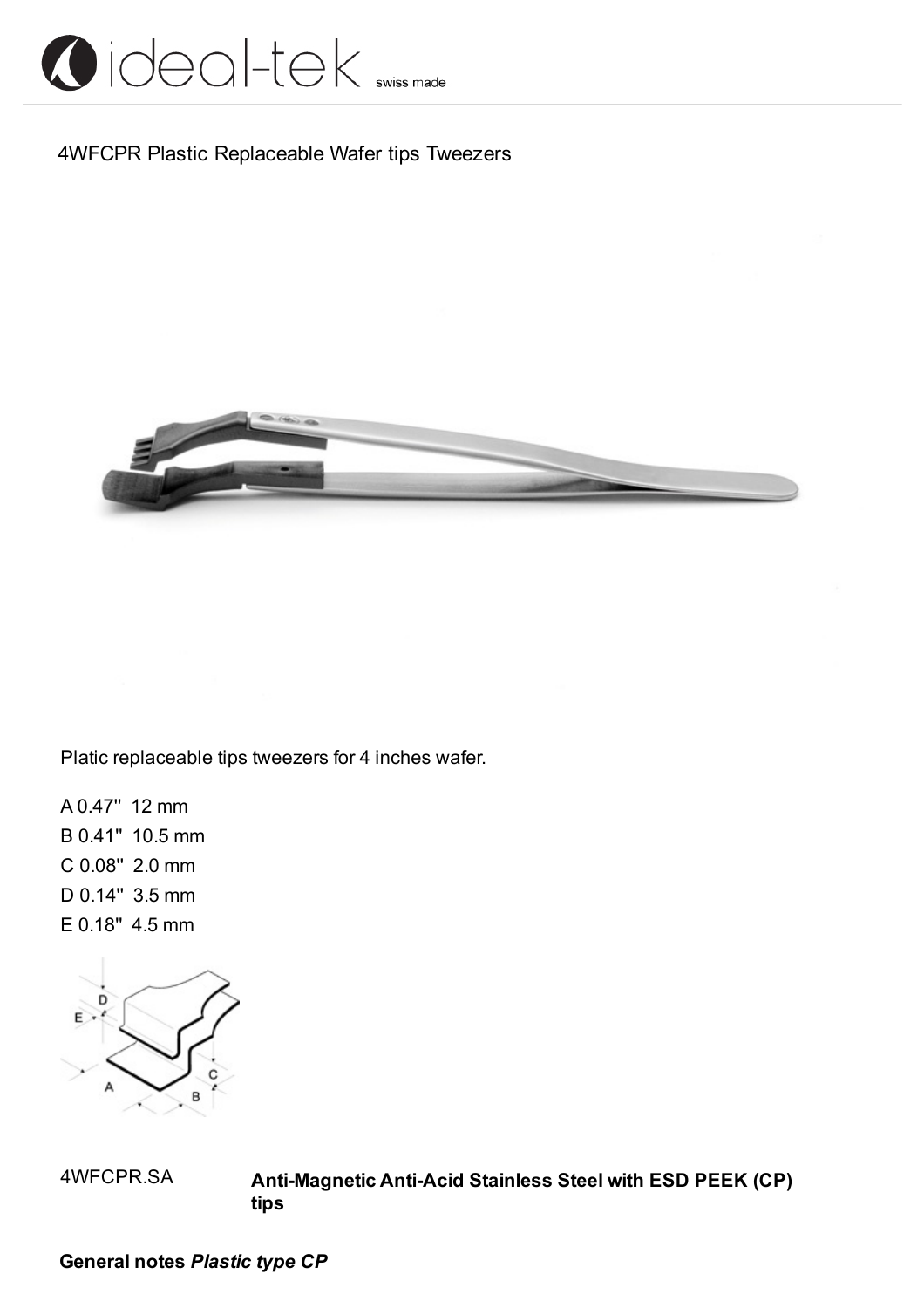4WFCPR Plastic Replaceable Wafer tips Tweezers

Platic replaceable tips tweezers for 4 inches wafer.

A 0.47"  12 mm  
B 0.41"  10.5 mm  
C 0.08"  2.0 mm  
D 0.14"  3.5 mm  
E 0.18"  4.5 mm

| | |
|---|---|
| 4WFCPR.SA | **Anti-Magnetic Anti-Acid Stainless Steel with ESD PEEK (CP) tips** |

**General notes** ***Plastic type CP***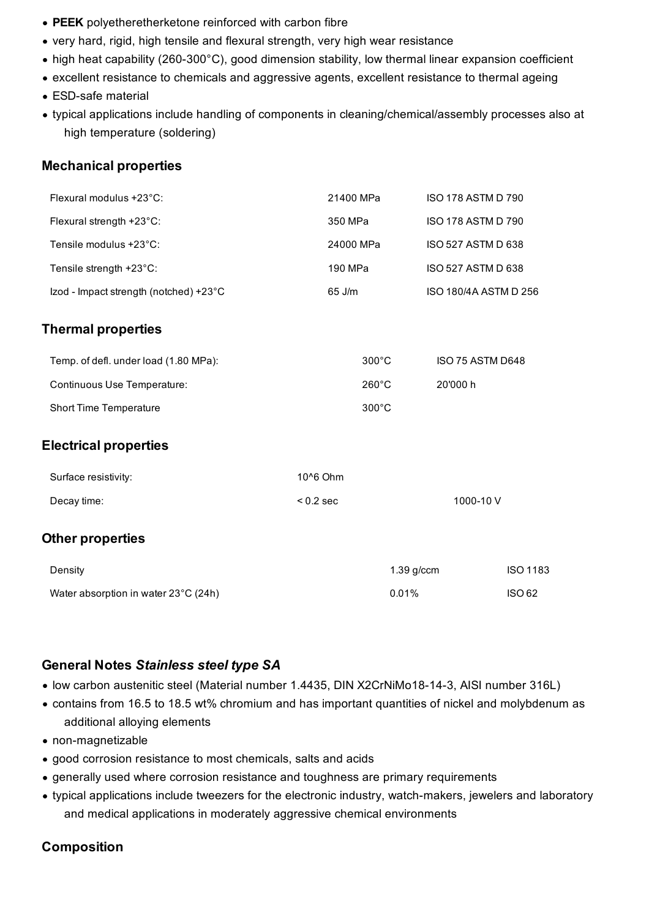- **PEEK** polyetheretherketone reinforced with carbon fibre
- very hard, rigid, high tensile and flexural strength, very high wear resistance
- high heat capability (260-300°C), good dimension stability, low thermal linear expansion coefficient
- excellent resistance to chemicals and aggressive agents, excellent resistance to thermal ageing
- ESD-safe material
- typical applications include handling of components in cleaning/chemical/assembly processes also at high temperature (soldering)

## Mechanical properties

| | | |
|---|---|---|
| Flexural modulus +23°C: | 21400 MPa | ISO 178 ASTM D 790 |
| Flexural strength +23°C: | 350 MPa | ISO 178 ASTM D 790 |
| Tensile modulus +23°C: | 24000 MPa | ISO 527 ASTM D 638 |
| Tensile strength +23°C: | 190 MPa | ISO 527 ASTM D 638 |
| Izod - Impact strength (notched) +23°C | 65 J/m | ISO 180/4A ASTM D 256 |

## Thermal properties

| | | |
|---|---|---|
| Temp. of defl. under load (1.80 MPa): | 300°C | ISO 75 ASTM D648 |
| Continuous Use Temperature: | 260°C | 20'000 h |
| Short Time Temperature | 300°C | |

## Electrical properties

| | | |
|---|---|---|
| Surface resistivity: | 10^6 Ohm | |
| Decay time: | < 0.2 sec | 1000-10 V |

## Other properties

| | | |
|---|---|---|
| Density | 1.39 g/ccm | ISO 1183 |
| Water absorption in water 23°C (24h) | 0.01% | ISO 62 |

## General Notes *Stainless steel type SA*

- low carbon austenitic steel (Material number 1.4435, DIN X2CrNiMo18-14-3, AISI number 316L)
- contains from 16.5 to 18.5 wt% chromium and has important quantities of nickel and molybdenum as additional alloying elements
- non-magnetizable
- good corrosion resistance to most chemicals, salts and acids
- generally used where corrosion resistance and toughness are primary requirements
- typical applications include tweezers for the electronic industry, watch-makers, jewelers and laboratory and medical applications in moderately aggressive chemical environments

## Composition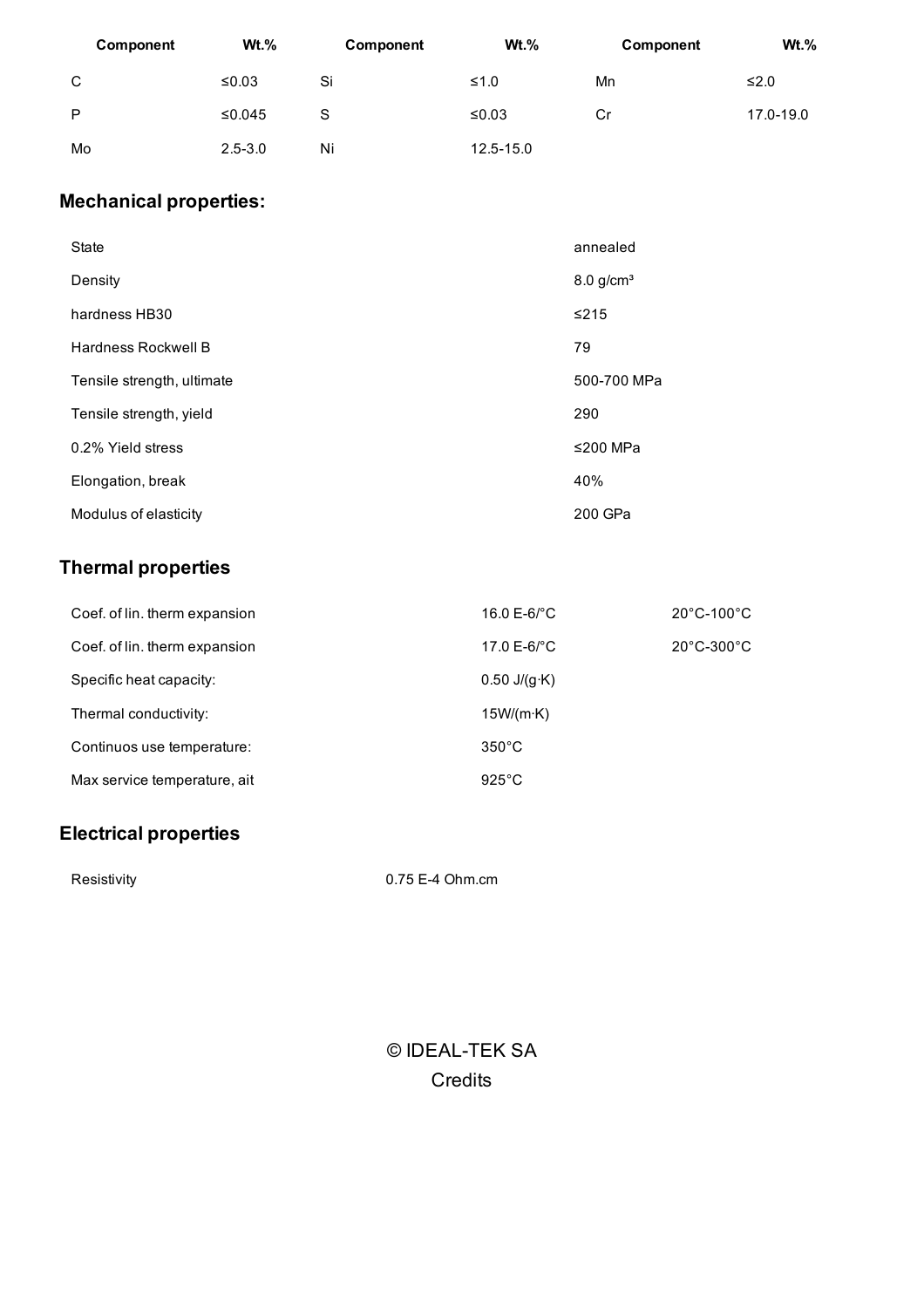| Component | Wt.% | Component | Wt.% | Component | Wt.% |
|---|---|---|---|---|---|
| C | ≤0.03 | Si | ≤1.0 | Mn | ≤2.0 |
| P | ≤0.045 | S | ≤0.03 | Cr | 17.0-19.0 |
| Mo | 2.5-3.0 | Ni | 12.5-15.0 | | |

## Mechanical properties:

| | |
|---|---|
| State | annealed |
| Density | 8.0 g/cm³ |
| hardness HB30 | ≤215 |
| Hardness Rockwell B | 79 |
| Tensile strength, ultimate | 500-700 MPa |
| Tensile strength, yield | 290 |
| 0.2% Yield stress | ≤200 MPa |
| Elongation, break | 40% |
| Modulus of elasticity | 200 GPa |

## Thermal properties

| | | |
|---|---|---|
| Coef. of lin. therm expansion | 16.0 E-6/°C | 20°C-100°C |
| Coef. of lin. therm expansion | 17.0 E-6/°C | 20°C-300°C |
| Specific heat capacity: | 0.50 J/(g·K) | |
| Thermal conductivity: | 15W/(m·K) | |
| Continuos use temperature: | 350°C | |
| Max service temperature, ait | 925°C | |

## Electrical properties

| | |
|---|---|
| Resistivity | 0.75 E-4 Ohm.cm |

© IDEAL-TEK SA
Credits